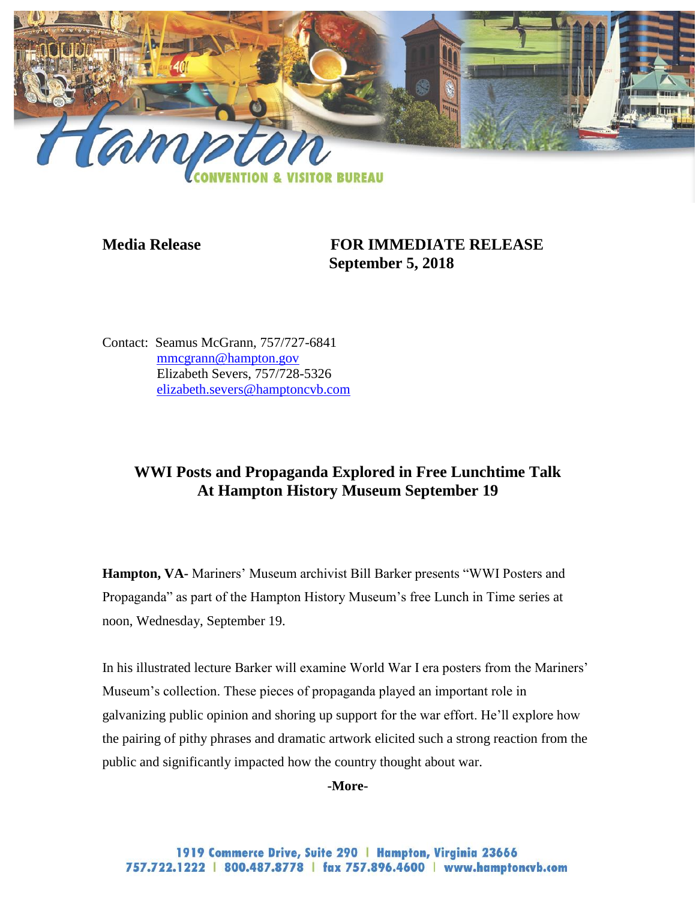Hampton CONVENTION & VISITOR BUREAU

**Media Release** **FOR IMMEDIATE RELEASE**
**September 5, 2018**

Contact: Seamus McGrann, 757/727-6841
mmcgrann@hampton.gov
Elizabeth Severs, 757/728-5326
elizabeth.severs@hamptoncvb.com

## WWI Posts and Propaganda Explored in Free Lunchtime Talk At Hampton History Museum September 19

**Hampton, VA-** Mariners' Museum archivist Bill Barker presents "WWI Posters and Propaganda" as part of the Hampton History Museum's free Lunch in Time series at noon, Wednesday, September 19.

In his illustrated lecture Barker will examine World War I era posters from the Mariners' Museum's collection. These pieces of propaganda played an important role in galvanizing public opinion and shoring up support for the war effort. He'll explore how the pairing of pithy phrases and dramatic artwork elicited such a strong reaction from the public and significantly impacted how the country thought about war.

**-More-**

1919 Commerce Drive, Suite 290 | Hampton, Virginia 23666
757.722.1222 | 800.487.8778 | fax 757.896.4600 | www.hamptoncvb.com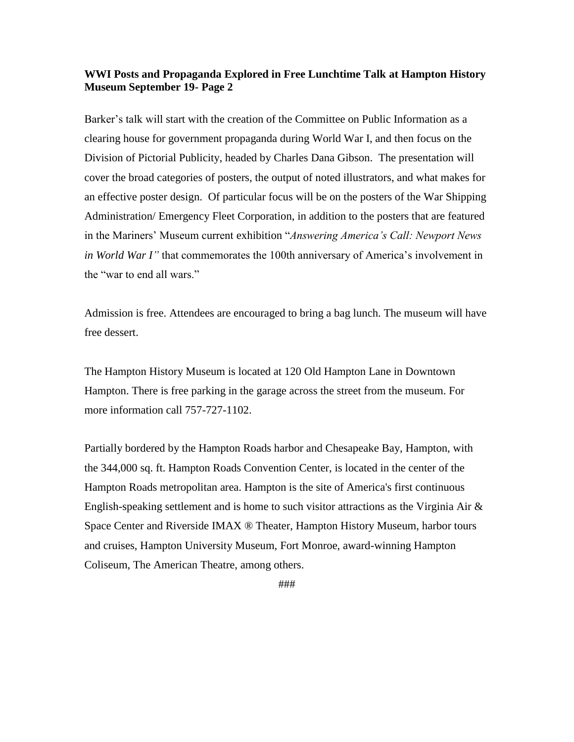**WWI Posts and Propaganda Explored in Free Lunchtime Talk at Hampton History Museum September 19- Page 2**

Barker's talk will start with the creation of the Committee on Public Information as a clearing house for government propaganda during World War I, and then focus on the Division of Pictorial Publicity, headed by Charles Dana Gibson. The presentation will cover the broad categories of posters, the output of noted illustrators, and what makes for an effective poster design. Of particular focus will be on the posters of the War Shipping Administration/ Emergency Fleet Corporation, in addition to the posters that are featured in the Mariners' Museum current exhibition "*Answering America's Call: Newport News in World War I"* that commemorates the 100th anniversary of America's involvement in the "war to end all wars."

Admission is free. Attendees are encouraged to bring a bag lunch. The museum will have free dessert.

The Hampton History Museum is located at 120 Old Hampton Lane in Downtown Hampton. There is free parking in the garage across the street from the museum. For more information call 757-727-1102.

Partially bordered by the Hampton Roads harbor and Chesapeake Bay, Hampton, with the 344,000 sq. ft. Hampton Roads Convention Center, is located in the center of the Hampton Roads metropolitan area. Hampton is the site of America's first continuous English-speaking settlement and is home to such visitor attractions as the Virginia Air & Space Center and Riverside IMAX ® Theater, Hampton History Museum, harbor tours and cruises, Hampton University Museum, Fort Monroe, award-winning Hampton Coliseum, The American Theatre, among others.

###